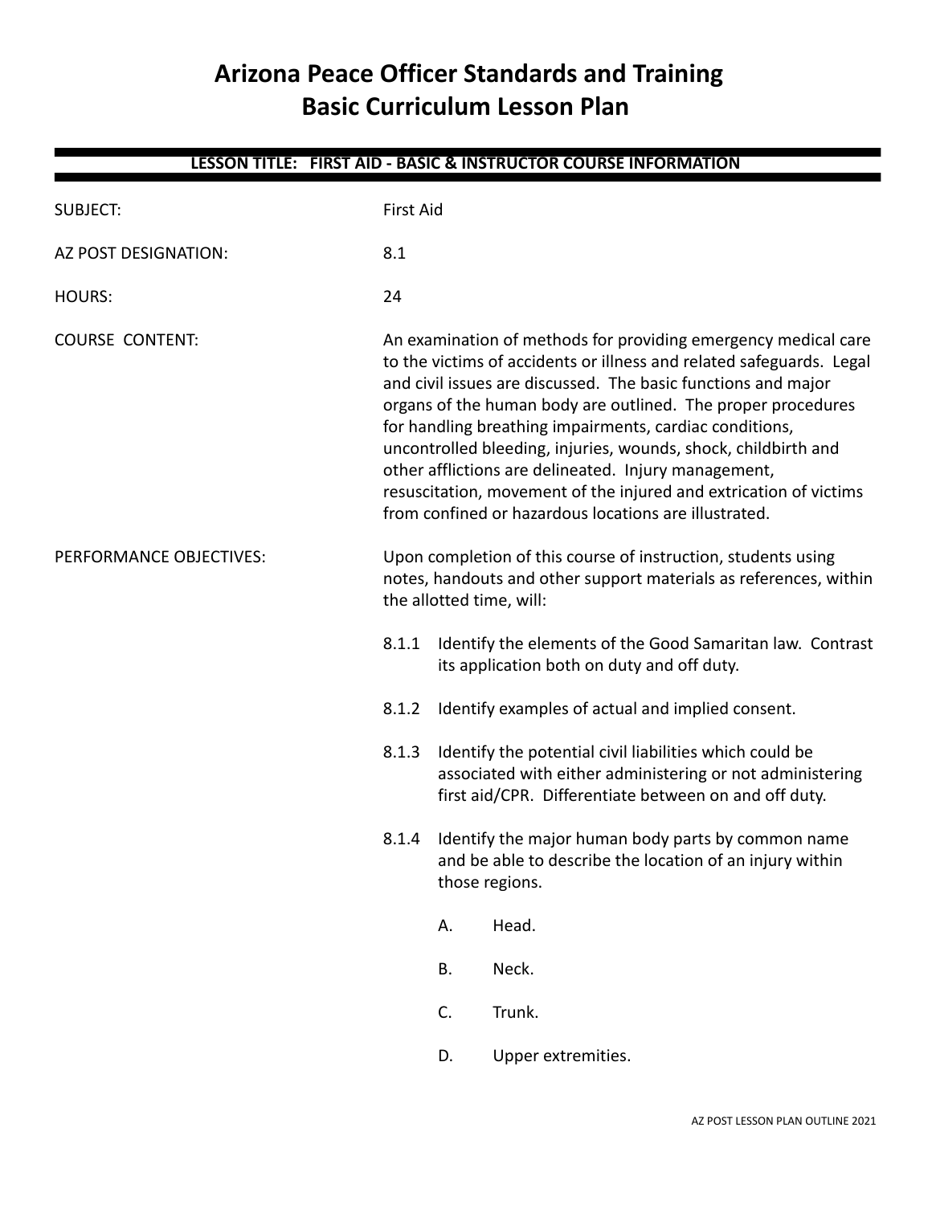# Arizona Peace Officer Standards and Training
# Basic Curriculum Lesson Plan

**LESSON TITLE: FIRST AID - BASIC & INSTRUCTOR COURSE INFORMATION**

SUBJECT: First Aid

AZ POST DESIGNATION: 8.1

HOURS: 24

COURSE CONTENT: An examination of methods for providing emergency medical care to the victims of accidents or illness and related safeguards. Legal and civil issues are discussed. The basic functions and major organs of the human body are outlined. The proper procedures for handling breathing impairments, cardiac conditions, uncontrolled bleeding, injuries, wounds, shock, childbirth and other afflictions are delineated. Injury management, resuscitation, movement of the injured and extrication of victims from confined or hazardous locations are illustrated.

PERFORMANCE OBJECTIVES: Upon completion of this course of instruction, students using notes, handouts and other support materials as references, within the allotted time, will:

8.1.1 Identify the elements of the Good Samaritan law. Contrast its application both on duty and off duty.

8.1.2 Identify examples of actual and implied consent.

8.1.3 Identify the potential civil liabilities which could be associated with either administering or not administering first aid/CPR. Differentiate between on and off duty.

8.1.4 Identify the major human body parts by common name and be able to describe the location of an injury within those regions.

- A. Head.
- B. Neck.
- C. Trunk.
- D. Upper extremities.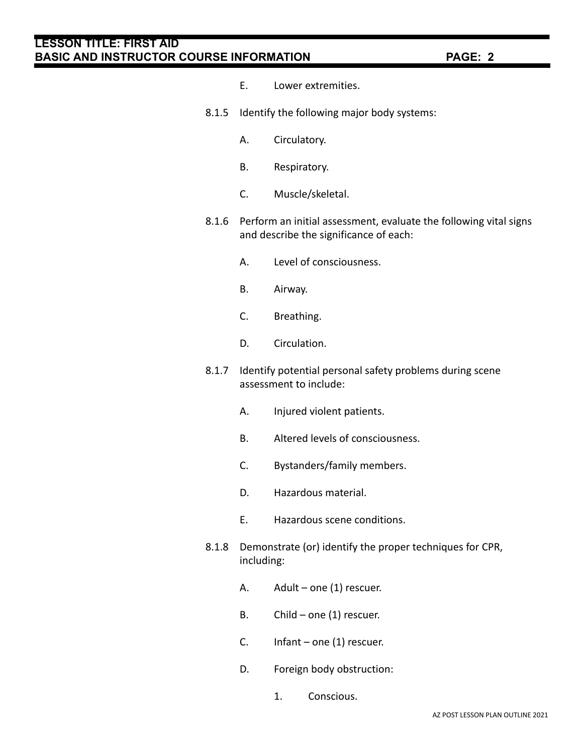E. Lower extremities.

8.1.5 Identify the following major body systems:

A. Circulatory.

B. Respiratory.

C. Muscle/skeletal.

8.1.6 Perform an initial assessment, evaluate the following vital signs and describe the significance of each:

A. Level of consciousness.

B. Airway.

C. Breathing.

D. Circulation.

8.1.7 Identify potential personal safety problems during scene assessment to include:

A. Injured violent patients.

B. Altered levels of consciousness.

C. Bystanders/family members.

D. Hazardous material.

E. Hazardous scene conditions.

8.1.8 Demonstrate (or) identify the proper techniques for CPR, including:

A. Adult – one (1) rescuer.

B. Child – one (1) rescuer.

C. Infant – one (1) rescuer.

D. Foreign body obstruction:

1. Conscious.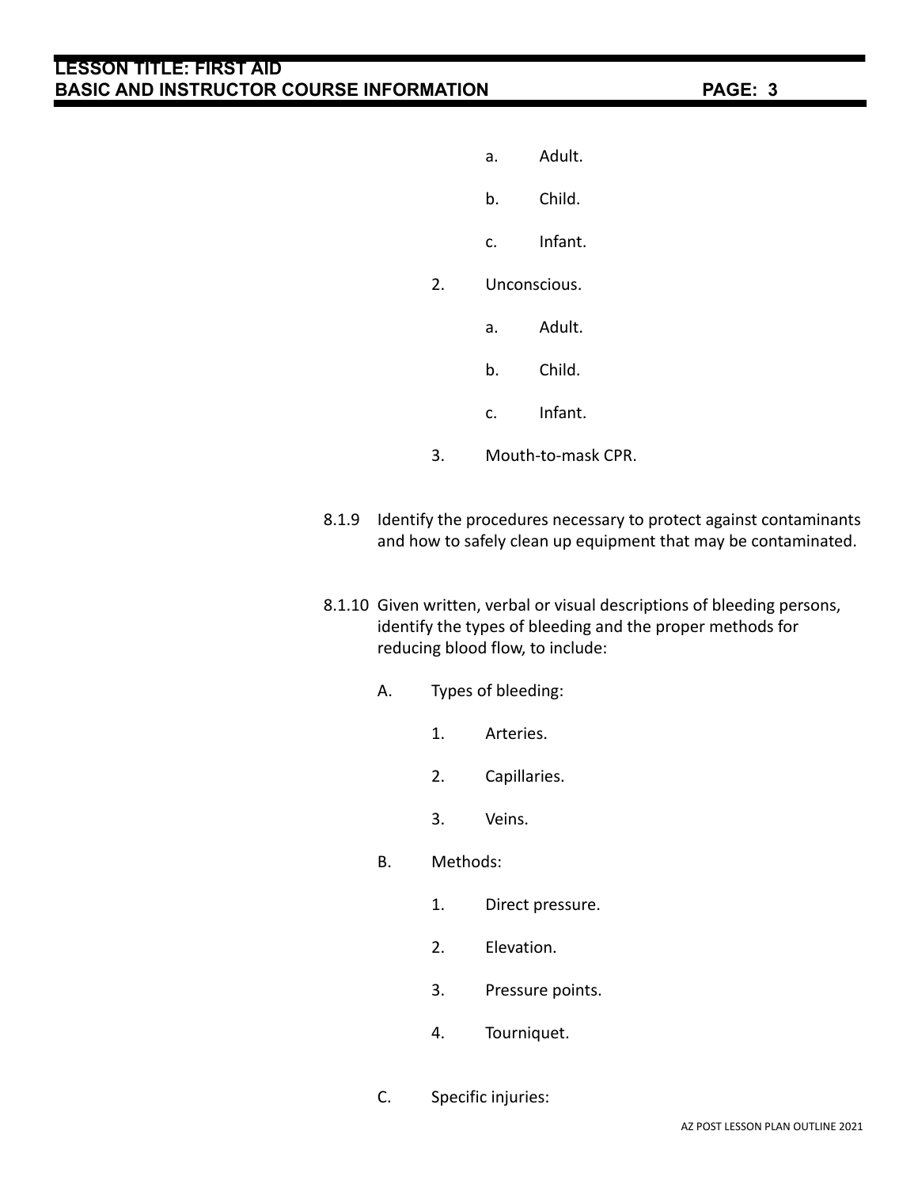a. Adult.

b. Child.

c. Infant.

2. Unconscious.

a. Adult.

b. Child.

c. Infant.

3. Mouth-to-mask CPR.

8.1.9 Identify the procedures necessary to protect against contaminants and how to safely clean up equipment that may be contaminated.

8.1.10 Given written, verbal or visual descriptions of bleeding persons, identify the types of bleeding and the proper methods for reducing blood flow, to include:

A. Types of bleeding:

1. Arteries.

2. Capillaries.

3. Veins.

B. Methods:

1. Direct pressure.

2. Elevation.

3. Pressure points.

4. Tourniquet.

C. Specific injuries: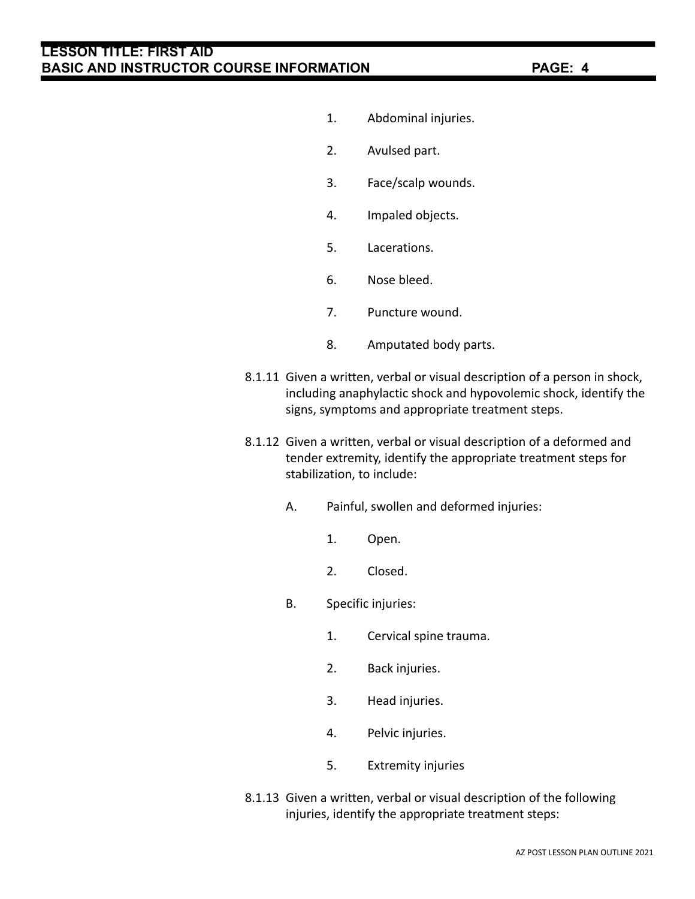1. Abdominal injuries.

2. Avulsed part.

3. Face/scalp wounds.

4. Impaled objects.

5. Lacerations.

6. Nose bleed.

7. Puncture wound.

8. Amputated body parts.

8.1.11 Given a written, verbal or visual description of a person in shock, including anaphylactic shock and hypovolemic shock, identify the signs, symptoms and appropriate treatment steps.

8.1.12 Given a written, verbal or visual description of a deformed and tender extremity, identify the appropriate treatment steps for stabilization, to include:

A. Painful, swollen and deformed injuries:

1. Open.

2. Closed.

B. Specific injuries:

1. Cervical spine trauma.

2. Back injuries.

3. Head injuries.

4. Pelvic injuries.

5. Extremity injuries

8.1.13 Given a written, verbal or visual description of the following injuries, identify the appropriate treatment steps: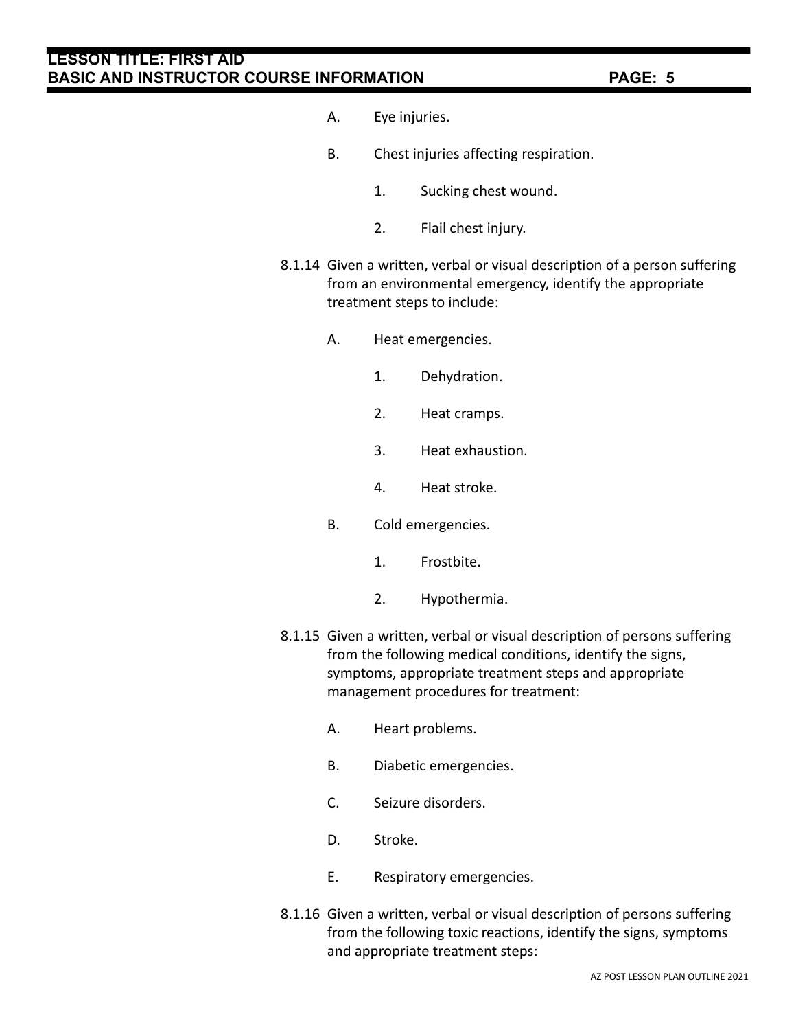A. Eye injuries.

B. Chest injuries affecting respiration.

1. Sucking chest wound.

2. Flail chest injury.

8.1.14 Given a written, verbal or visual description of a person suffering from an environmental emergency, identify the appropriate treatment steps to include:

A. Heat emergencies.

1. Dehydration.

2. Heat cramps.

3. Heat exhaustion.

4. Heat stroke.

B. Cold emergencies.

1. Frostbite.

2. Hypothermia.

8.1.15 Given a written, verbal or visual description of persons suffering from the following medical conditions, identify the signs, symptoms, appropriate treatment steps and appropriate management procedures for treatment:

A. Heart problems.

B. Diabetic emergencies.

C. Seizure disorders.

D. Stroke.

E. Respiratory emergencies.

8.1.16 Given a written, verbal or visual description of persons suffering from the following toxic reactions, identify the signs, symptoms and appropriate treatment steps: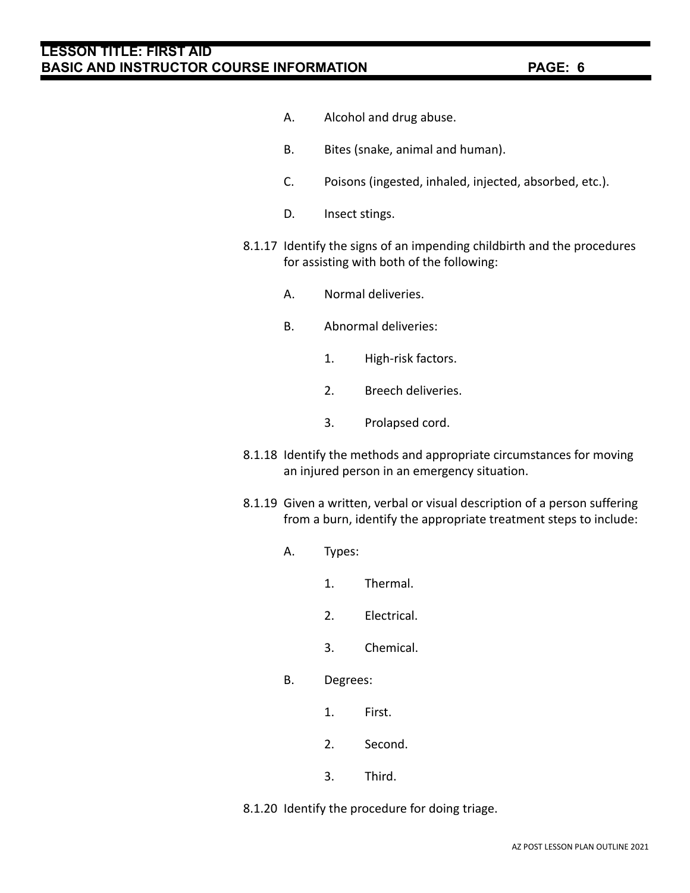A. Alcohol and drug abuse.

B. Bites (snake, animal and human).

C. Poisons (ingested, inhaled, injected, absorbed, etc.).

D. Insect stings.

8.1.17 Identify the signs of an impending childbirth and the procedures for assisting with both of the following:

A. Normal deliveries.

B. Abnormal deliveries:

1. High-risk factors.

2. Breech deliveries.

3. Prolapsed cord.

8.1.18 Identify the methods and appropriate circumstances for moving an injured person in an emergency situation.

8.1.19 Given a written, verbal or visual description of a person suffering from a burn, identify the appropriate treatment steps to include:

A. Types:

1. Thermal.

2. Electrical.

3. Chemical.

B. Degrees:

1. First.

2. Second.

3. Third.

8.1.20 Identify the procedure for doing triage.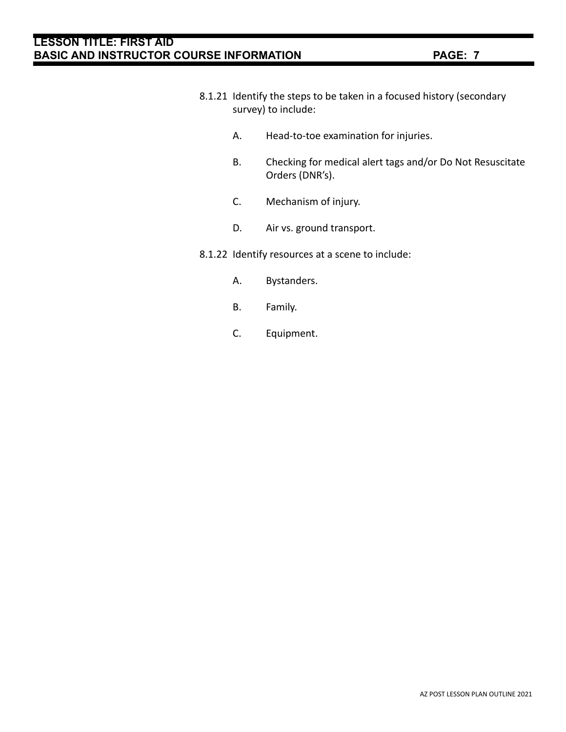8.1.21 Identify the steps to be taken in a focused history (secondary survey) to include:

A. Head-to-toe examination for injuries.

B. Checking for medical alert tags and/or Do Not Resuscitate Orders (DNR's).

C. Mechanism of injury.

D. Air vs. ground transport.

8.1.22 Identify resources at a scene to include:

A. Bystanders.

B. Family.

C. Equipment.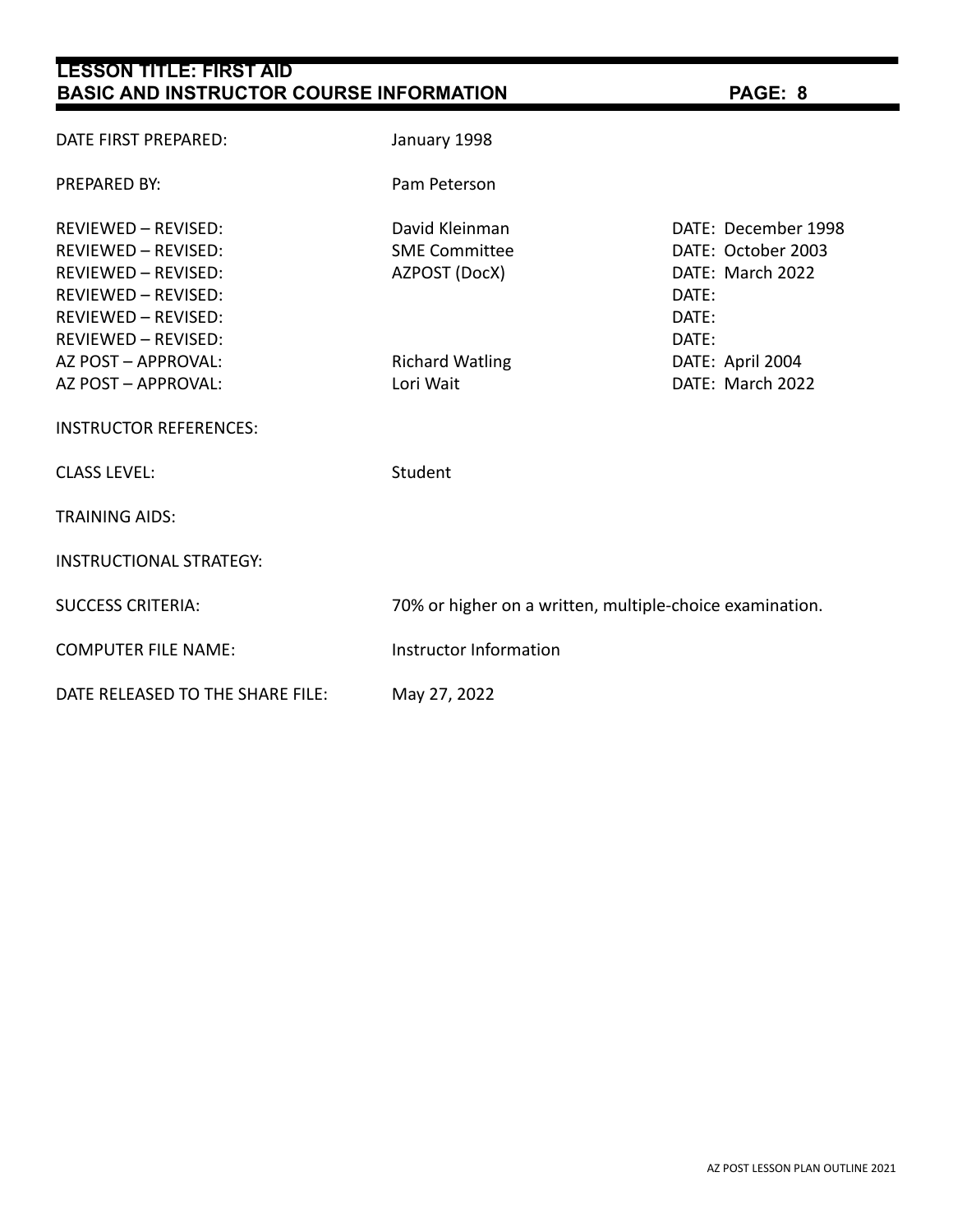**LESSON TITLE: FIRST AID**
**BASIC AND INSTRUCTOR COURSE INFORMATION**

| | | |
|---|---|---|
| DATE FIRST PREPARED: | January 1998 | |
| PREPARED BY: | Pam Peterson | |
| REVIEWED – REVISED: | David Kleinman | DATE: December 1998 |
| REVIEWED – REVISED: | SME Committee | DATE: October 2003 |
| REVIEWED – REVISED: | AZPOST (DocX) | DATE: March 2022 |
| REVIEWED – REVISED: | | DATE: |
| REVIEWED – REVISED: | | DATE: |
| REVIEWED – REVISED: | | DATE: |
| AZ POST – APPROVAL: | Richard Watling | DATE: April 2004 |
| AZ POST – APPROVAL: | Lori Wait | DATE: March 2022 |
| INSTRUCTOR REFERENCES: | | |
| CLASS LEVEL: | Student | |
| TRAINING AIDS: | | |
| INSTRUCTIONAL STRATEGY: | | |
| SUCCESS CRITERIA: | 70% or higher on a written, multiple-choice examination. | |
| COMPUTER FILE NAME: | Instructor Information | |
| DATE RELEASED TO THE SHARE FILE: | May 27, 2022 | |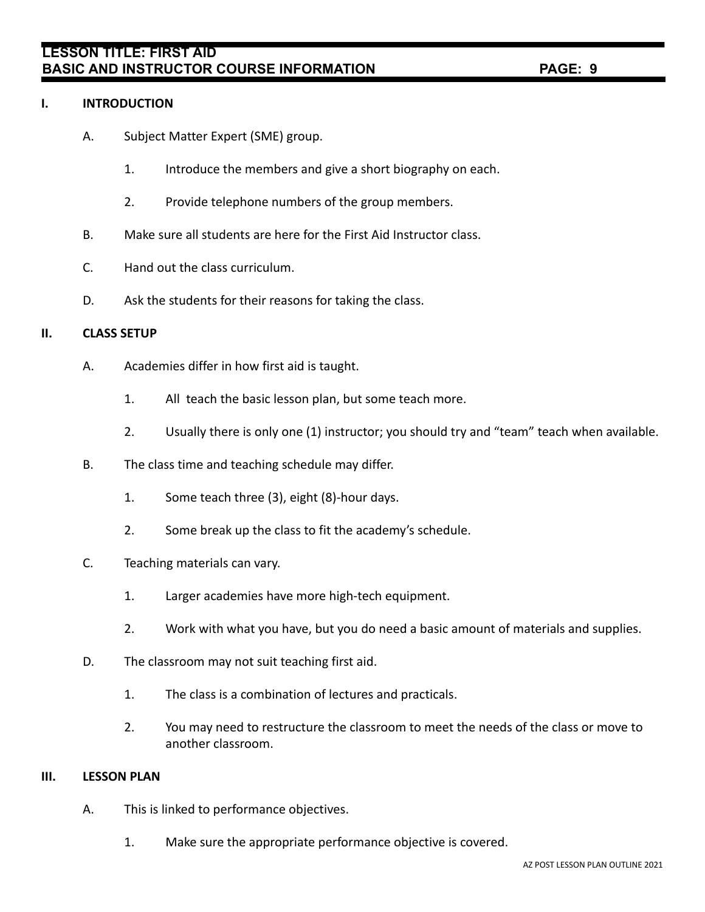## I. INTRODUCTION

A. Subject Matter Expert (SME) group.

1. Introduce the members and give a short biography on each.

2. Provide telephone numbers of the group members.

B. Make sure all students are here for the First Aid Instructor class.

C. Hand out the class curriculum.

D. Ask the students for their reasons for taking the class.

## II. CLASS SETUP

A. Academies differ in how first aid is taught.

1. All teach the basic lesson plan, but some teach more.

2. Usually there is only one (1) instructor; you should try and "team" teach when available.

B. The class time and teaching schedule may differ.

1. Some teach three (3), eight (8)-hour days.

2. Some break up the class to fit the academy's schedule.

C. Teaching materials can vary.

1. Larger academies have more high-tech equipment.

2. Work with what you have, but you do need a basic amount of materials and supplies.

D. The classroom may not suit teaching first aid.

1. The class is a combination of lectures and practicals.

2. You may need to restructure the classroom to meet the needs of the class or move to another classroom.

## III. LESSON PLAN

A. This is linked to performance objectives.

1. Make sure the appropriate performance objective is covered.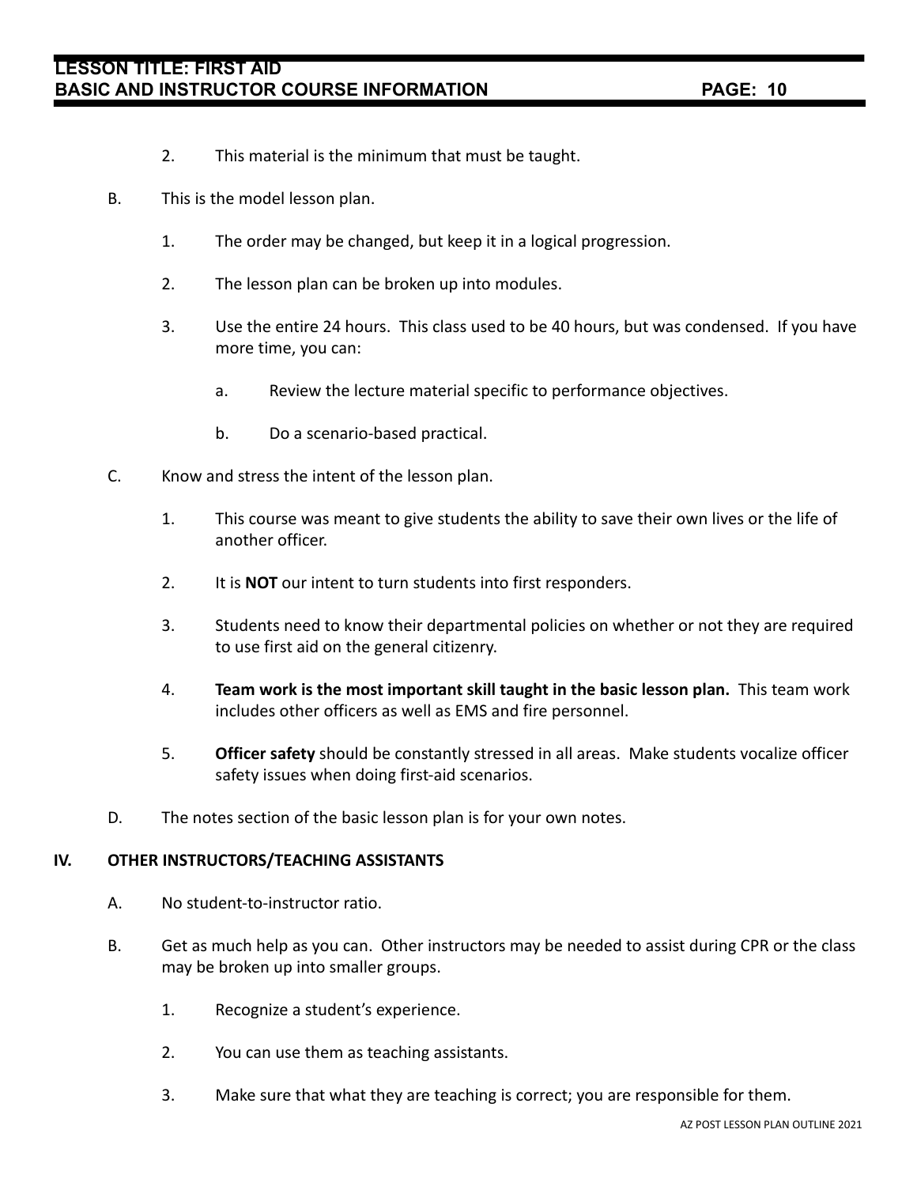2. This material is the minimum that must be taught.

B. This is the model lesson plan.

1. The order may be changed, but keep it in a logical progression.

2. The lesson plan can be broken up into modules.

3. Use the entire 24 hours. This class used to be 40 hours, but was condensed. If you have more time, you can:

   a. Review the lecture material specific to performance objectives.

   b. Do a scenario-based practical.

C. Know and stress the intent of the lesson plan.

1. This course was meant to give students the ability to save their own lives or the life of another officer.

2. It is **NOT** our intent to turn students into first responders.

3. Students need to know their departmental policies on whether or not they are required to use first aid on the general citizenry.

4. **Team work is the most important skill taught in the basic lesson plan.** This team work includes other officers as well as EMS and fire personnel.

5. **Officer safety** should be constantly stressed in all areas. Make students vocalize officer safety issues when doing first-aid scenarios.

D. The notes section of the basic lesson plan is for your own notes.

## IV. OTHER INSTRUCTORS/TEACHING ASSISTANTS

A. No student-to-instructor ratio.

B. Get as much help as you can. Other instructors may be needed to assist during CPR or the class may be broken up into smaller groups.

1. Recognize a student's experience.

2. You can use them as teaching assistants.

3. Make sure that what they are teaching is correct; you are responsible for them.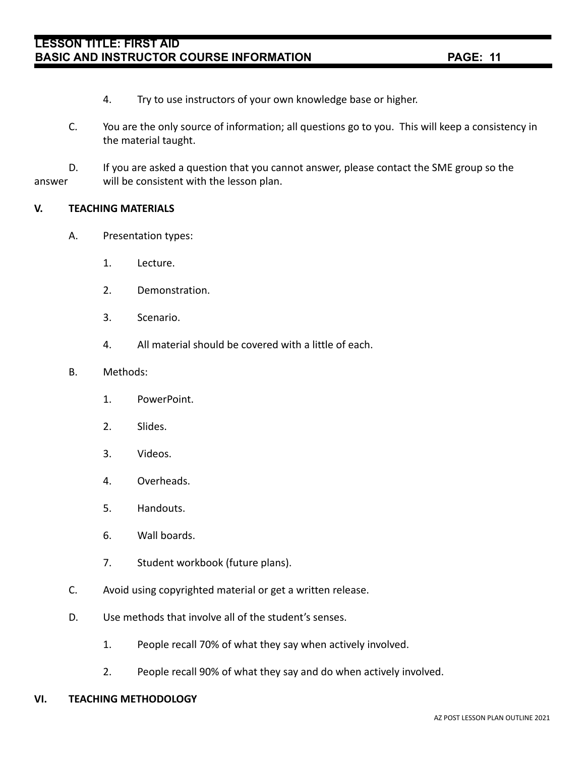4. Try to use instructors of your own knowledge base or higher.

C. You are the only source of information; all questions go to you. This will keep a consistency in the material taught.

D. If you are asked a question that you cannot answer, please contact the SME group so the answer will be consistent with the lesson plan.

## V. TEACHING MATERIALS

A. Presentation types:

1. Lecture.

2. Demonstration.

3. Scenario.

4. All material should be covered with a little of each.

B. Methods:

1. PowerPoint.

2. Slides.

3. Videos.

4. Overheads.

5. Handouts.

6. Wall boards.

7. Student workbook (future plans).

C. Avoid using copyrighted material or get a written release.

D. Use methods that involve all of the student's senses.

1. People recall 70% of what they say when actively involved.

2. People recall 90% of what they say and do when actively involved.

## VI. TEACHING METHODOLOGY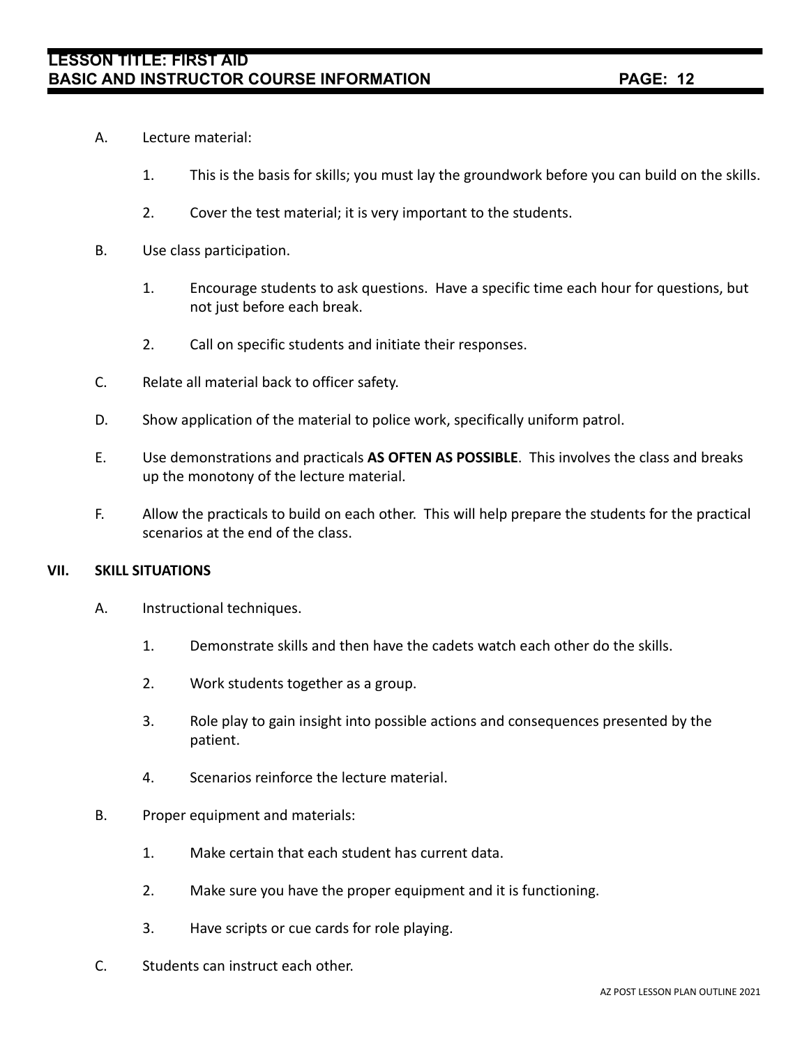A. Lecture material:

   1. This is the basis for skills; you must lay the groundwork before you can build on the skills.

   2. Cover the test material; it is very important to the students.

B. Use class participation.

   1. Encourage students to ask questions. Have a specific time each hour for questions, but not just before each break.

   2. Call on specific students and initiate their responses.

C. Relate all material back to officer safety.

D. Show application of the material to police work, specifically uniform patrol.

E. Use demonstrations and practicals **AS OFTEN AS POSSIBLE**. This involves the class and breaks up the monotony of the lecture material.

F. Allow the practicals to build on each other. This will help prepare the students for the practical scenarios at the end of the class.

## VII. SKILL SITUATIONS

A. Instructional techniques.

   1. Demonstrate skills and then have the cadets watch each other do the skills.

   2. Work students together as a group.

   3. Role play to gain insight into possible actions and consequences presented by the patient.

   4. Scenarios reinforce the lecture material.

B. Proper equipment and materials:

   1. Make certain that each student has current data.

   2. Make sure you have the proper equipment and it is functioning.

   3. Have scripts or cue cards for role playing.

C. Students can instruct each other.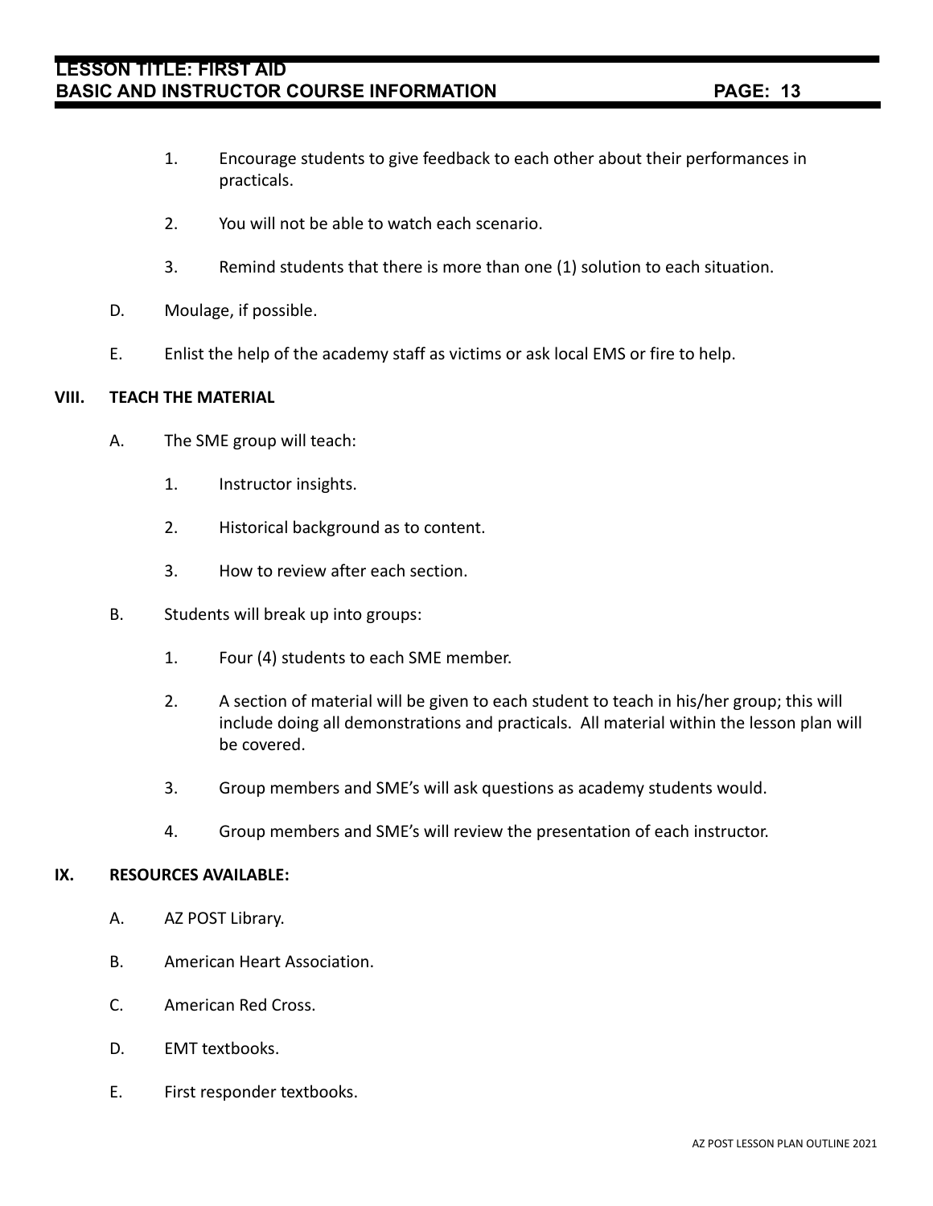1. Encourage students to give feedback to each other about their performances in practicals.

2. You will not be able to watch each scenario.

3. Remind students that there is more than one (1) solution to each situation.

D. Moulage, if possible.

E. Enlist the help of the academy staff as victims or ask local EMS or fire to help.

**VIII. TEACH THE MATERIAL**

A. The SME group will teach:

1. Instructor insights.

2. Historical background as to content.

3. How to review after each section.

B. Students will break up into groups:

1. Four (4) students to each SME member.

2. A section of material will be given to each student to teach in his/her group; this will include doing all demonstrations and practicals. All material within the lesson plan will be covered.

3. Group members and SME's will ask questions as academy students would.

4. Group members and SME's will review the presentation of each instructor.

**IX. RESOURCES AVAILABLE:**

A. AZ POST Library.

B. American Heart Association.

C. American Red Cross.

D. EMT textbooks.

E. First responder textbooks.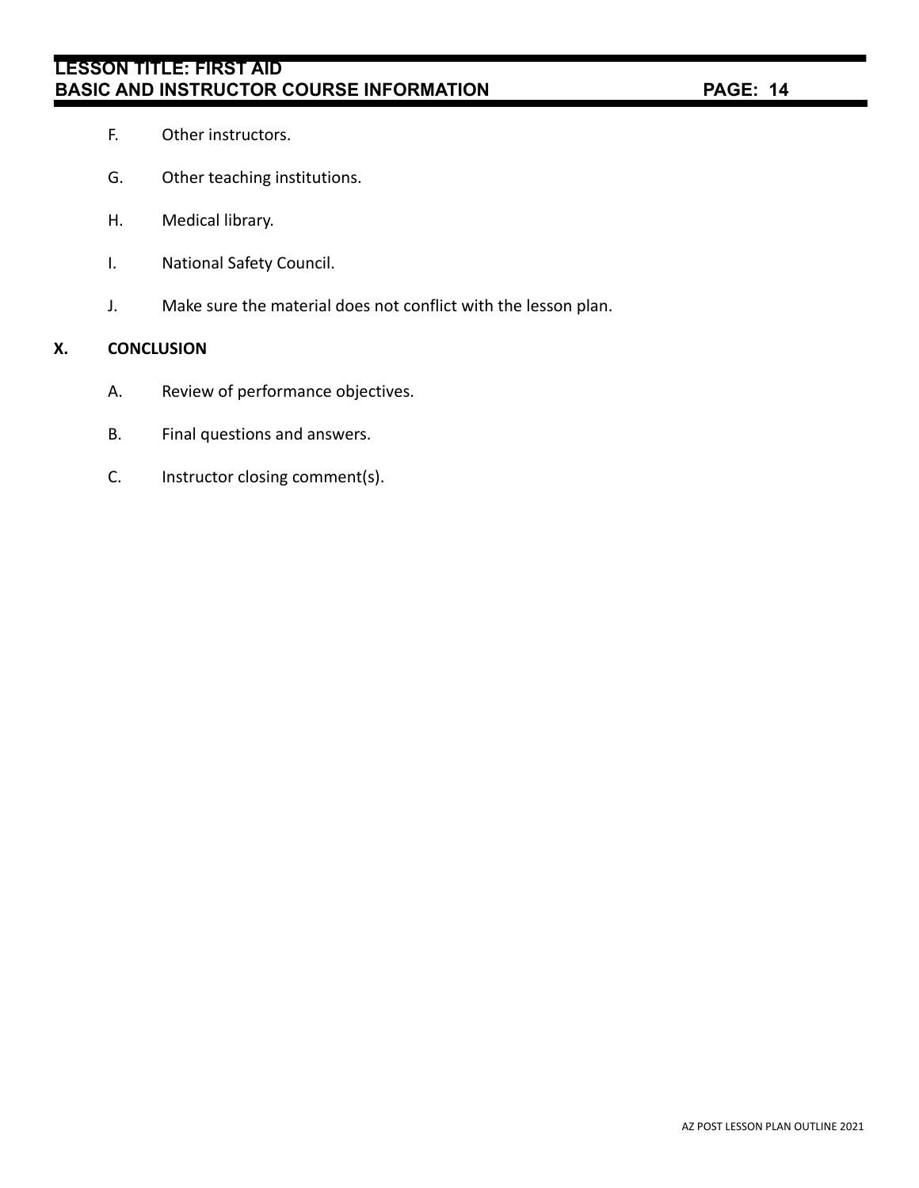F. Other instructors.

G. Other teaching institutions.

H. Medical library.

I. National Safety Council.

J. Make sure the material does not conflict with the lesson plan.

## X. CONCLUSION

A. Review of performance objectives.

B. Final questions and answers.

C. Instructor closing comment(s).